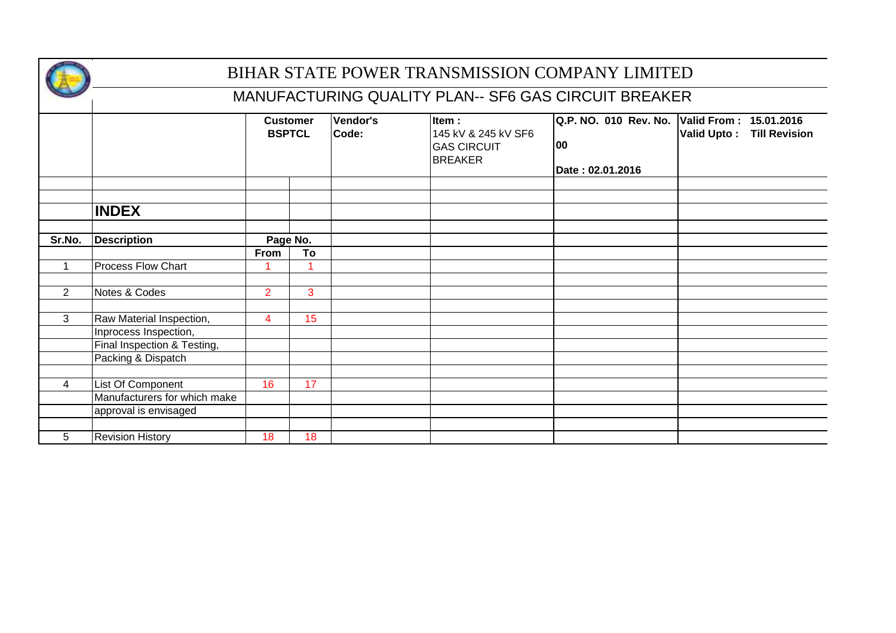# BIHAR STATE POWER TRANSMISSION COMPANY LIMITED

## MANUFACTURING QUALITY PLAN-- SF6 GAS CIRCUIT BREAKER

| Customer BSPTCL | Vendor's Code: | Item : 145 kV & 245 kV SF6 GAS CIRCUIT BREAKER | Q.P. NO. 010 Rev. No. 00 Date : 02.01.2016 | Valid From : 15.01.2016 Valid Upto : Till Revision |
|---|---|---|---|---|

## INDEX

| Sr.No. | Description | Page No. | |
|---|---|---|---|
| | | From | To |
| 1 | Process Flow Chart | 1 | 1 |
| 2 | Notes & Codes | 2 | 3 |
| 3 | Raw Material Inspection, Inprocess Inspection, Final Inspection & Testing, Packing & Dispatch | 4 | 15 |
| 4 | List Of Component Manufacturers for which make approval is envisaged | 16 | 17 |
| 5 | Revision History | 18 | 18 |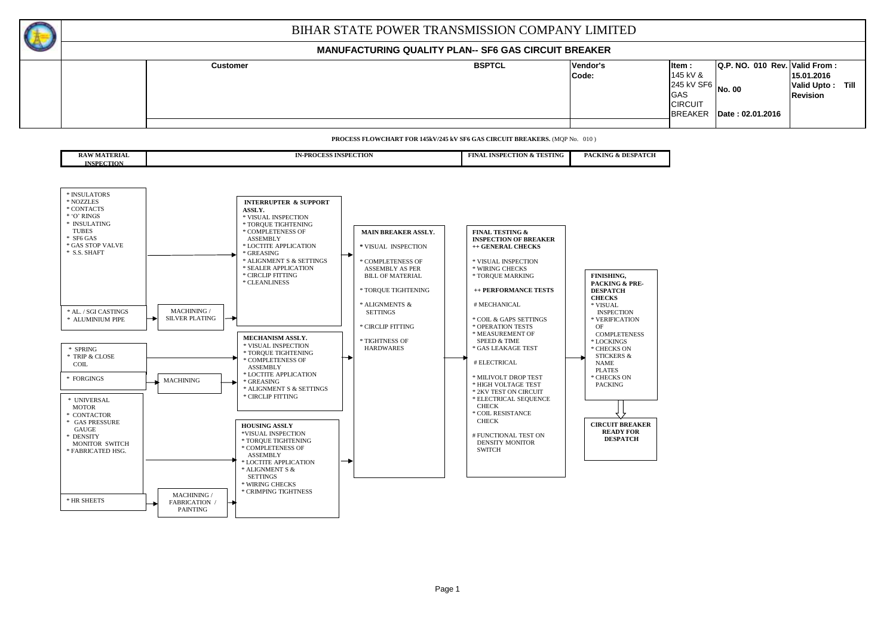# BIHAR STATE POWER TRANSMISSION COMPANY LIMITED

## MANUFACTURING QUALITY PLAN-- SF6 GAS CIRCUIT BREAKER

| Customer | BSPTCL | Vendor's Code: | Item : 145 kV & 245 kV SF6 GAS CIRCUIT BREAKER | Q.P. NO. 010 Rev. No. 00 Date : 02.01.2016 | Valid From : 15.01.2016 Valid Upto : Till Revision |
|---|---|---|---|---|---|

**PROCESS FLOWCHART FOR 145kV/245 kV SF6 GAS CIRCUIT BREAKERS.** (MQP No. 010 )

| RAW MATERIAL INSPECTION | IN-PROCESS INSPECTION | FINAL INSPECTION & TESTING | PACKING & DESPATCH |
|---|---|---|---|

### RAW MATERIAL INSPECTION

- * INSULATORS
- * NOZZLES
- * CONTACTS
- * 'O' RINGS
- * INSULATING TUBES
- * SF6 GAS
- * GAS STOP VALVE
- * S.S. SHAFT

→ INTERRUPTER & SUPPORT ASSLY.

- * AL. / SGI CASTINGS
- * ALUMINIUM PIPE

→ MACHINING / SILVER PLATING → INTERRUPTER & SUPPORT ASSLY.

- * SPRING
- * TRIP & CLOSE COIL

→ MECHANISM ASSLY.

- * FORGINGS

→ MACHINING → MECHANISM ASSLY.

- * UNIVERSAL MOTOR
- * CONTACTOR
- * GAS PRESSURE GAUGE
- * DENSITY MONITOR SWITCH
- * FABRICATED HSG.

→ HOUSING ASSLY

- * HR SHEETS

→ MACHINING / FABRICATION / PAINTING → HOUSING ASSLY

### IN-PROCESS INSPECTION

**INTERRUPTER & SUPPORT ASSLY.**
- * VISUAL INSPECTION
- * TORQUE TIGHTENING
- * COMPLETENESS OF ASSEMBLY
- * LOCTITE APPLICATION
- * GREASING
- * ALIGNMENT S & SETTINGS
- * SEALER APPLICATION
- * CIRCLIP FITTING
- * CLEANLINESS

**MECHANISM ASSLY.**
- * VISUAL INSPECTION
- * TORQUE TIGHTENING
- * COMPLETENESS OF ASSEMBLY
- * LOCTITE APPLICATION
- * GREASING
- * ALIGNMENT S & SETTINGS
- * CIRCLIP FITTING

**HOUSING ASSLY**
- *VISUAL INSPECTION
- * TORQUE TIGHTENING
- * COMPLETENESS OF ASSEMBLY
- * LOCTITE APPLICATION
- * ALIGNMENT S & SETTINGS
- * WIRING CHECKS
- * CRIMPING TIGHTNESS

→ **MAIN BREAKER ASSLY.**
- * VISUAL INSPECTION
- * COMPLETENESS OF ASSEMBLY AS PER BILL OF MATERIAL
- * TORQUE TIGHTENING
- * ALIGNMENTS & SETTINGS
- * CIRCLIP FITTING
- * TIGHTNESS OF HARDWARES

### FINAL INSPECTION & TESTING

**FINAL TESTING & INSPECTION OF BREAKER**

**++ GENERAL CHECKS**
- * VISUAL INSPECTION
- * WIRING CHECKS
- * TORQUE MARKING

**++ PERFORMANCE TESTS**

# MECHANICAL
- * COIL & GAPS SETTINGS
- * OPERATION TESTS
- * MEASUREMENT OF SPEED & TIME
- * GAS LEAKAGE TEST

# ELECTRICAL
- * MILIVOLT DROP TEST
- * HIGH VOLTAGE TEST
- * 2KV TEST ON CIRCUIT
- * ELECTRICAL SEQUENCE CHECK
- * COIL RESISTANCE CHECK

# FUNCTIONAL TEST ON DENSITY MONITOR SWITCH

### PACKING & DESPATCH

**FINISHING, PACKING & PRE-DESPATCH CHECKS**
- * VISUAL INSPECTION
- * VERIFICATION OF COMPLETENESS
- * LOCKINGS
- * CHECKS ON STICKERS & NAME PLATES
- * CHECKS ON PACKING

↓

**CIRCUIT BREAKER READY FOR DESPATCH**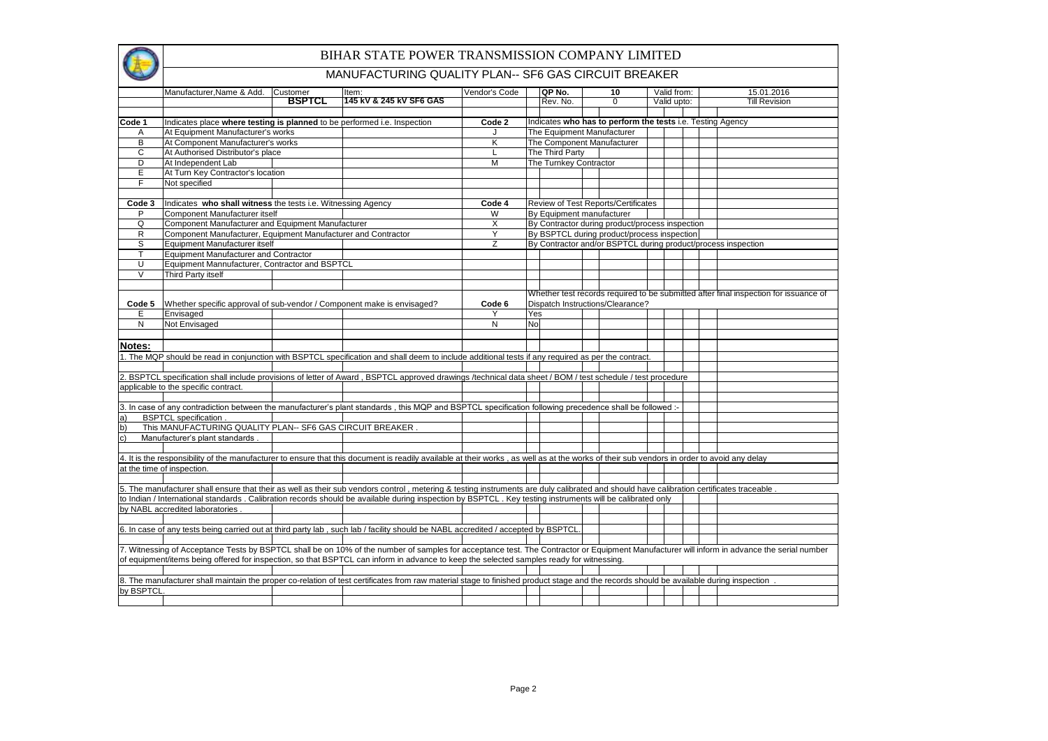# BIHAR STATE POWER TRANSMISSION COMPANY LIMITED

## MANUFACTURING QUALITY PLAN-- SF6 GAS CIRCUIT BREAKER

| Manufacturer,Name & Add. | Customer | Item: | Vendor's Code | QP No. | 10 | Valid from: | 15.01.2016 |
|---|---|---|---|---|---|---|---|
| | **BSPTCL** | **145 kV & 245 kV SF6 GAS** | | Rev. No. | 0 | Valid upto: | Till Revision |

| Code 1 | Indicates place **where testing is planned** to be performed i.e. Inspection | Code 2 | Indicates **who has to perform the tests** i.e. Testing Agency |
|---|---|---|---|
| A | At Equipment Manufacturer's works | J | The Equipment Manufacturer |
| B | At Component Manufacturer's works | K | The Component Manufacturer |
| C | At Authorised Distributor's place | L | The Third Party |
| D | At Independent Lab | M | The Turnkey Contractor |
| E | At Turn Key Contractor's location | | |
| F | Not specified | | |

| Code 3 | Indicates **who shall witness** the tests i.e. Witnessing Agency | Code 4 | Review of Test Reports/Certificates |
|---|---|---|---|
| P | Component Manufacturer itself | W | By Equipment manufacturer |
| Q | Component Manufacturer and Equipment Manufacturer | X | By Contractor during product/process inspection |
| R | Component Manufacturer, Equipment Manufacturer and Contractor | Y | By BSPTCL during product/process inspection |
| S | Equipment Manufacturer itself | Z | By Contractor and/or BSPTCL during product/process inspection |
| T | Equipment Manufacturer and Contractor | | |
| U | Equipment Mannufacturer, Contractor and BSPTCL | | |
| V | Third Party itself | | |

| Code 5 | Whether specific approval of sub-vendor / Component make is envisaged? | Code 6 | Whether test records required to be submitted after final inspection for issuance of Dispatch Instructions/Clearance? |
|---|---|---|---|
| E | Envisaged | Y | Yes |
| N | Not Envisaged | N | No |

**Notes:**

1. The MQP should be read in conjunction with BSPTCL specification and shall deem to include additional tests if any required as per the contract.

2. BSPTCL specification shall include provisions of letter of Award , BSPTCL approved drawings /technical data sheet / BOM / test schedule / test procedure applicable to the specific contract.

3. In case of any contradiction between the manufacturer's plant standards , this MQP and BSPTCL specification following precedence shall be followed :-

a) BSPTCL specification .

b) This MANUFACTURING QUALITY PLAN-- SF6 GAS CIRCUIT BREAKER .

c) Manufacturer's plant standards .

4. It is the responsibility of the manufacturer to ensure that this document is readily available at their works , as well as at the works of their sub vendors in order to avoid any delay at the time of inspection.

5. The manufacturer shall ensure that their as well as their sub vendors control , metering & testing instruments are duly calibrated and should have calibration certificates traceable . to Indian / International standards . Calibration records should be available during inspection by BSPTCL . Key testing instruments will be calibrated only by NABL accredited laboratories .

6. In case of any tests being carried out at third party lab , such lab / facility should be NABL accredited / accepted by BSPTCL.

7. Witnessing of Acceptance Tests by BSPTCL shall be on 10% of the number of samples for acceptance test. The Contractor or Equipment Manufacturer will inform in advance the serial number of equipment/items being offered for inspection, so that BSPTCL can inform in advance to keep the selected samples ready for witnessing.

8. The manufacturer shall maintain the proper co-relation of test certificates from raw material stage to finished product stage and the records should be available during inspection . by BSPTCL.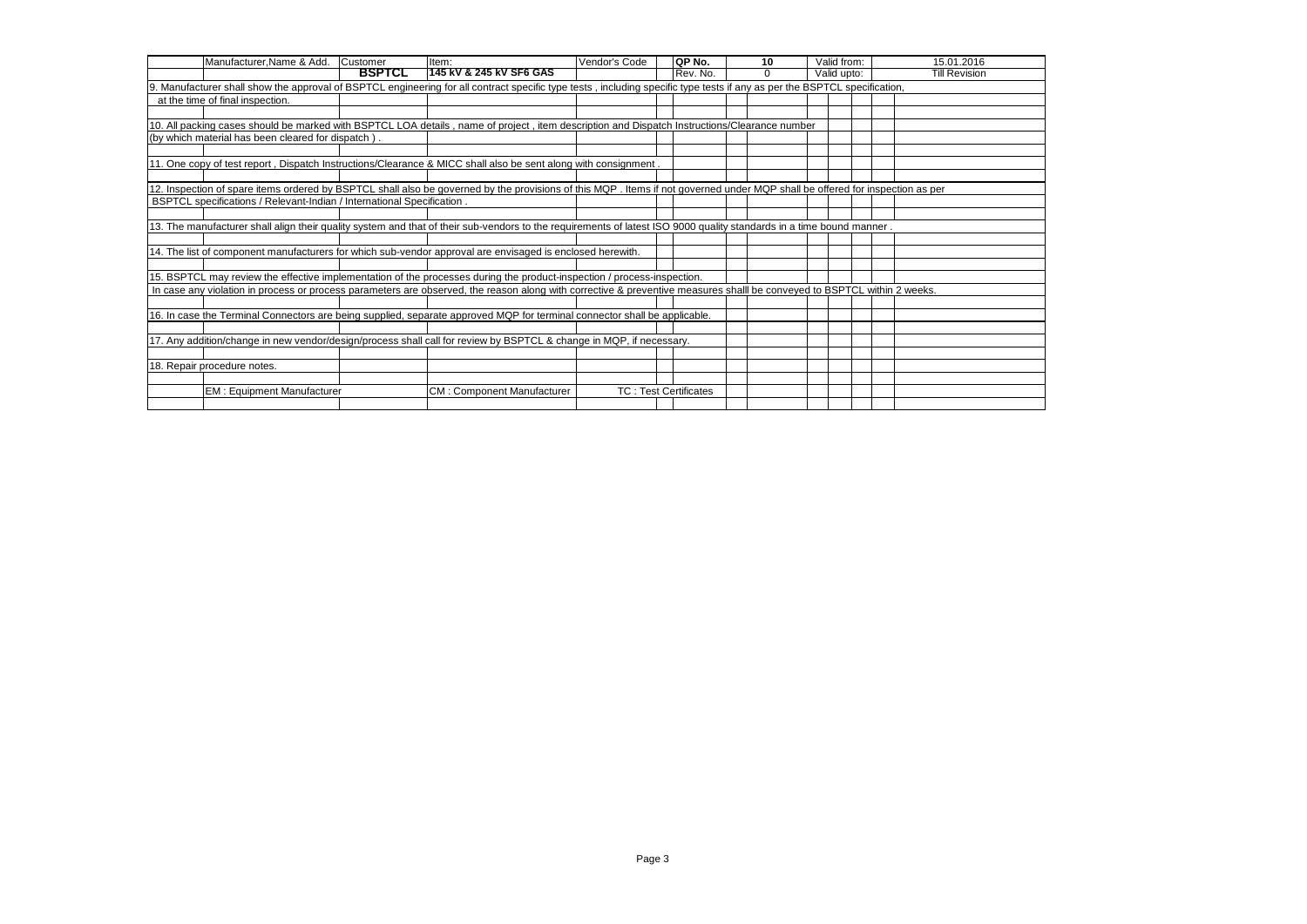| Manufacturer,Name & Add. | Customer | Item: | Vendor's Code | QP No. | 10 | Valid from: | 15.01.2016 |
|---|---|---|---|---|---|---|---|
| | **BSPTCL** | **145 kV & 245 kV SF6 GAS** | | Rev. No. | 0 | Valid upto: | Till Revision |

9. Manufacturer shall show the approval of BSPTCL engineering for all contract specific type tests , including specific type tests if any as per the BSPTCL specification, at the time of final inspection.

10. All packing cases should be marked with BSPTCL LOA details , name of project , item description and Dispatch Instructions/Clearance number (by which material has been cleared for dispatch ) .

11. One copy of test report , Dispatch Instructions/Clearance & MICC shall also be sent along with consignment .

12. Inspection of spare items ordered by BSPTCL shall also be governed by the provisions of this MQP . Items if not governed under MQP shall be offered for inspection as per BSPTCL specifications / Relevant-Indian / International Specification .

13. The manufacturer shall align their quality system and that of their sub-vendors to the requirements of latest ISO 9000 quality standards in a time bound manner .

14. The list of component manufacturers for which sub-vendor approval are envisaged is enclosed herewith.

15. BSPTCL may review the effective implementation of the processes during the product-inspection / process-inspection.
In case any violation in process or process parameters are observed, the reason along with corrective & preventive measures shalll be conveyed to BSPTCL within 2 weeks.

16. In case the Terminal Connectors are being supplied, separate approved MQP for terminal connector shall be applicable.

17. Any addition/change in new vendor/design/process shall call for review by BSPTCL & change in MQP, if necessary.

18. Repair procedure notes.

EM : Equipment Manufacturer | CM : Component Manufacturer | TC : Test Certificates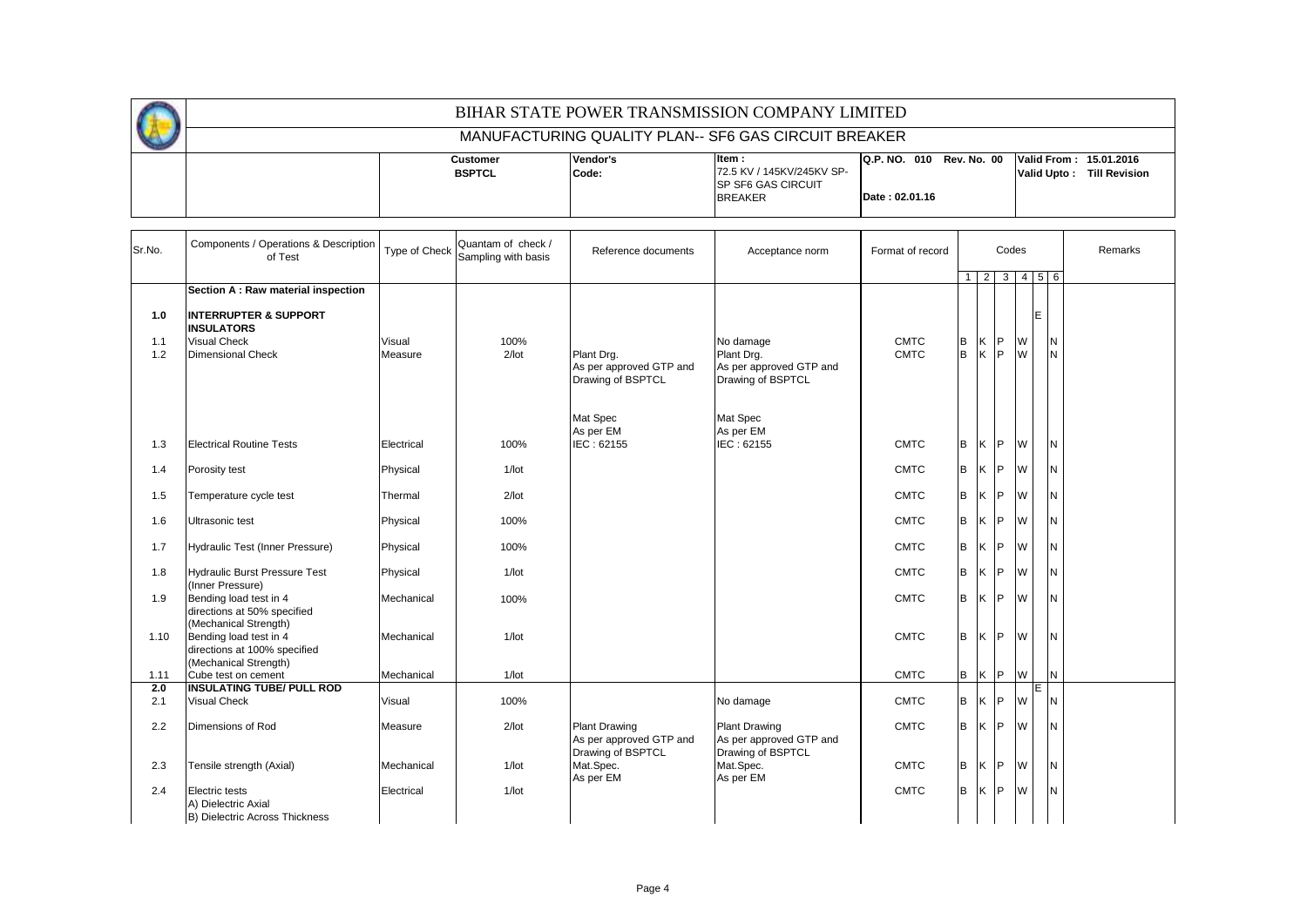# BIHAR STATE POWER TRANSMISSION COMPANY LIMITED

## MANUFACTURING QUALITY PLAN-- SF6 GAS CIRCUIT BREAKER

| | Customer | Vendor's | Item : | Q.P. NO. 010 Rev. No. 00 | Valid From : 15.01.2016 |
|---|---|---|---|---|---|
| | BSPTCL | Code: | 72.5 KV / 145KV/245KV SP-SP SF6 GAS CIRCUIT BREAKER | Date : 02.01.16 | Valid Upto : Till Revision |

| Sr.No. | Components / Operations & Description of Test | Type of Check | Quantam of check / Sampling with basis | Reference documents | Acceptance norm | Format of record | Codes 1 | 2 | 3 | 4 | 5 | 6 | Remarks |
|---|---|---|---|---|---|---|---|---|---|---|---|---|---|
| | **Section A : Raw material inspection** | | | | | | | | | | | | |
| **1.0** | **INTERRUPTER & SUPPORT INSULATORS** | | | | | | | | | | E | | |
| 1.1 | Visual Check | Visual | 100% | | No damage | CMTC | B | K | P | W | | N | |
| 1.2 | Dimensional Check | Measure | 2/lot | Plant Drg. As per approved GTP and Drawing of BSPTCL | Plant Drg. As per approved GTP and Drawing of BSPTCL | CMTC | B | K | P | W | | N | |
| 1.3 | Electrical Routine Tests | Electrical | 100% | Mat Spec As per EM IEC : 62155 | Mat Spec As per EM IEC : 62155 | CMTC | B | K | P | W | | N | |
| 1.4 | Porosity test | Physical | 1/lot | | | CMTC | B | K | P | W | | N | |
| 1.5 | Temperature cycle test | Thermal | 2/lot | | | CMTC | B | K | P | W | | N | |
| 1.6 | Ultrasonic test | Physical | 100% | | | CMTC | B | K | P | W | | N | |
| 1.7 | Hydraulic Test (Inner Pressure) | Physical | 100% | | | CMTC | B | K | P | W | | N | |
| 1.8 | Hydraulic Burst Pressure Test (Inner Pressure) | Physical | 1/lot | | | CMTC | B | K | P | W | | N | |
| 1.9 | Bending load test in 4 directions at 50% specified (Mechanical Strength) | Mechanical | 100% | | | CMTC | B | K | P | W | | N | |
| 1.10 | Bending load test in 4 directions at 100% specified (Mechanical Strength) | Mechanical | 1/lot | | | CMTC | B | K | P | W | | N | |
| 1.11 | Cube test on cement | Mechanical | 1/lot | | | CMTC | B | K | P | W | | N | |
| **2.0** | **INSULATING TUBE/ PULL ROD** | | | | | | | | | | E | | |
| 2.1 | Visual Check | Visual | 100% | | No damage | CMTC | B | K | P | W | | N | |
| 2.2 | Dimensions of Rod | Measure | 2/lot | Plant Drawing As per approved GTP and Drawing of BSPTCL | Plant Drawing As per approved GTP and Drawing of BSPTCL | CMTC | B | K | P | W | | N | |
| 2.3 | Tensile strength (Axial) | Mechanical | 1/lot | Mat.Spec. As per EM | Mat.Spec. As per EM | CMTC | B | K | P | W | | N | |
| 2.4 | Electric tests A) Dielectric Axial B) Dielectric Across Thickness | Electrical | 1/lot | | | CMTC | B | K | P | W | | N | |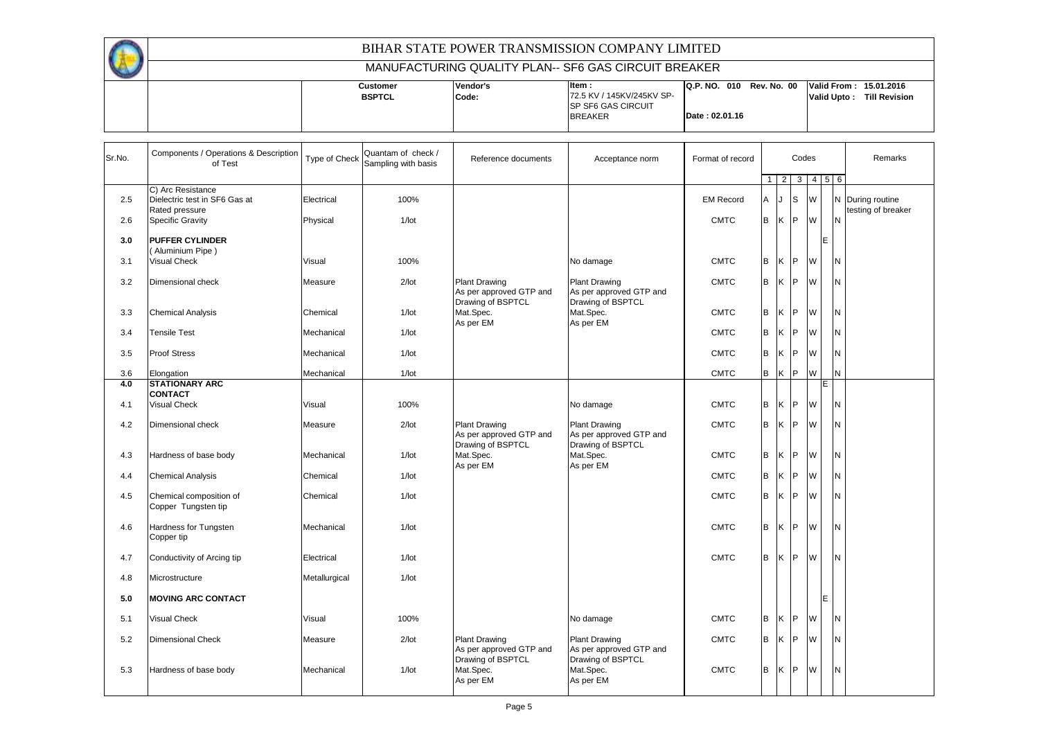# BIHAR STATE POWER TRANSMISSION COMPANY LIMITED

## MANUFACTURING QUALITY PLAN-- SF6 GAS CIRCUIT BREAKER

| | Customer | Vendor's | Item : | Q.P. NO. 010 Rev. No. 00 | Valid From : 15.01.2016 |
|---|---|---|---|---|---|
| | **BSPTCL** | Code: | 72.5 KV / 145KV/245KV SP-SP SF6 GAS CIRCUIT BREAKER | Date : 02.01.16 | Valid Upto : Till Revision |

| Sr.No. | Components / Operations & Description of Test | Type of Check | Quantam of check / Sampling with basis | Reference documents | Acceptance norm | Format of record | Codes | | | | | | Remarks |
|---|---|---|---|---|---|---|---|---|---|---|---|---|---|
| | | | | | | | 1 | 2 | 3 | 4 | 5 | 6 | |
| 2.5 | C) Arc Resistance Dielectric test in SF6 Gas at Rated pressure | Electrical | 100% | | | EM Record | A | J | S | W | | N | During routine testing of breaker |
| 2.6 | Specific Gravity | Physical | 1/lot | | | CMTC | B | K | P | W | | N | |
| **3.0** | **PUFFER CYLINDER** ( Aluminium Pipe ) | | | | | | | | | | E | | |
| 3.1 | Visual Check | Visual | 100% | | No damage | CMTC | B | K | P | W | | N | |
| 3.2 | Dimensional check | Measure | 2/lot | Plant Drawing As per approved GTP and Drawing of BSPTCL | Plant Drawing As per approved GTP and Drawing of BSPTCL | CMTC | B | K | P | W | | N | |
| 3.3 | Chemical Analysis | Chemical | 1/lot | Mat.Spec. As per EM | Mat.Spec. As per EM | CMTC | B | K | P | W | | N | |
| 3.4 | Tensile Test | Mechanical | 1/lot | | | CMTC | B | K | P | W | | N | |
| 3.5 | Proof Stress | Mechanical | 1/lot | | | CMTC | B | K | P | W | | N | |
| 3.6 | Elongation | Mechanical | 1/lot | | | CMTC | B | K | P | W | | N | |
| **4.0** | **STATIONARY ARC CONTACT** | | | | | | | | | | E | | |
| 4.1 | Visual Check | Visual | 100% | | No damage | CMTC | B | K | P | W | | N | |
| 4.2 | Dimensional check | Measure | 2/lot | Plant Drawing As per approved GTP and Drawing of BSPTCL | Plant Drawing As per approved GTP and Drawing of BSPTCL | CMTC | B | K | P | W | | N | |
| 4.3 | Hardness of base body | Mechanical | 1/lot | Mat.Spec. As per EM | Mat.Spec. As per EM | CMTC | B | K | P | W | | N | |
| 4.4 | Chemical Analysis | Chemical | 1/lot | | | CMTC | B | K | P | W | | N | |
| 4.5 | Chemical composition of Copper Tungsten tip | Chemical | 1/lot | | | CMTC | B | K | P | W | | N | |
| 4.6 | Hardness for Tungsten Copper tip | Mechanical | 1/lot | | | CMTC | B | K | P | W | | N | |
| 4.7 | Conductivity of Arcing tip | Electrical | 1/lot | | | CMTC | B | K | P | W | | N | |
| 4.8 | Microstructure | Metallurgical | 1/lot | | | | | | | | | | |
| **5.0** | **MOVING ARC CONTACT** | | | | | | | | | | E | | |
| 5.1 | Visual Check | Visual | 100% | | No damage | CMTC | B | K | P | W | | N | |
| 5.2 | Dimensional Check | Measure | 2/lot | Plant Drawing As per approved GTP and Drawing of BSPTCL | Plant Drawing As per approved GTP and Drawing of BSPTCL | CMTC | B | K | P | W | | N | |
| 5.3 | Hardness of base body | Mechanical | 1/lot | Mat.Spec. As per EM | Mat.Spec. As per EM | CMTC | B | K | P | W | | N | |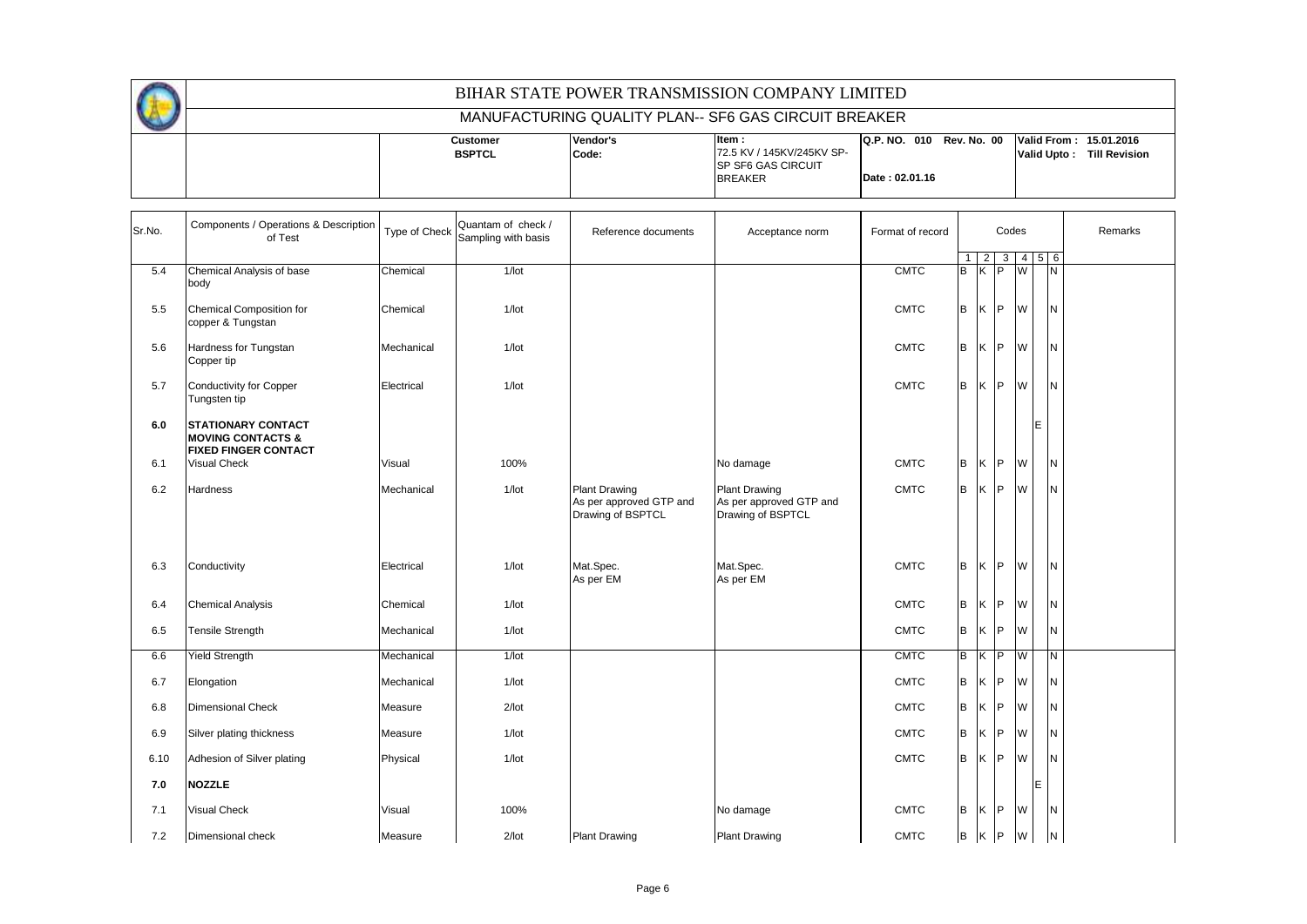# BIHAR STATE POWER TRANSMISSION COMPANY LIMITED

## MANUFACTURING QUALITY PLAN-- SF6 GAS CIRCUIT BREAKER

| | Customer | Vendor's Code: | Item : | Q.P. NO. 010 Rev. No. 00 | Valid From : 15.01.2016 |
|---|---|---|---|---|---|
| | BSPTCL | | 72.5 KV / 145KV/245KV SP-SP SF6 GAS CIRCUIT BREAKER | Date : 02.01.16 | Valid Upto : Till Revision |

| Sr.No. | Components / Operations & Description of Test | Type of Check | Quantam of check / Sampling with basis | Reference documents | Acceptance norm | Format of record | Codes | | | | | | Remarks |
|---|---|---|---|---|---|---|---|---|---|---|---|---|---|
| | | | | | | | 1 | 2 | 3 | 4 | 5 | 6 | |
| 5.4 | Chemical Analysis of base body | Chemical | 1/lot | | | CMTC | B | K | P | W | | N | |
| 5.5 | Chemical Composition for copper & Tungstan | Chemical | 1/lot | | | CMTC | B | K | P | W | | N | |
| 5.6 | Hardness for Tungstan Copper tip | Mechanical | 1/lot | | | CMTC | B | K | P | W | | N | |
| 5.7 | Conductivity for Copper Tungsten tip | Electrical | 1/lot | | | CMTC | B | K | P | W | | N | |
| **6.0** | **STATIONARY CONTACT MOVING CONTACTS & FIXED FINGER CONTACT** | | | | | | | | | | E | | |
| 6.1 | Visual Check | Visual | 100% | | No damage | CMTC | B | K | P | W | | N | |
| 6.2 | Hardness | Mechanical | 1/lot | Plant Drawing As per approved GTP and Drawing of BSPTCL | Plant Drawing As per approved GTP and Drawing of BSPTCL | CMTC | B | K | P | W | | N | |
| 6.3 | Conductivity | Electrical | 1/lot | Mat.Spec. As per EM | Mat.Spec. As per EM | CMTC | B | K | P | W | | N | |
| 6.4 | Chemical Analysis | Chemical | 1/lot | | | CMTC | B | K | P | W | | N | |
| 6.5 | Tensile Strength | Mechanical | 1/lot | | | CMTC | B | K | P | W | | N | |
| 6.6 | Yield Strength | Mechanical | 1/lot | | | CMTC | B | K | P | W | | N | |
| 6.7 | Elongation | Mechanical | 1/lot | | | CMTC | B | K | P | W | | N | |
| 6.8 | Dimensional Check | Measure | 2/lot | | | CMTC | B | K | P | W | | N | |
| 6.9 | Silver plating thickness | Measure | 1/lot | | | CMTC | B | K | P | W | | N | |
| 6.10 | Adhesion of Silver plating | Physical | 1/lot | | | CMTC | B | K | P | W | | N | |
| **7.0** | **NOZZLE** | | | | | | | | | | E | | |
| 7.1 | Visual Check | Visual | 100% | | No damage | CMTC | B | K | P | W | | N | |
| 7.2 | Dimensional check | Measure | 2/lot | Plant Drawing | Plant Drawing | CMTC | B | K | P | W | | N | |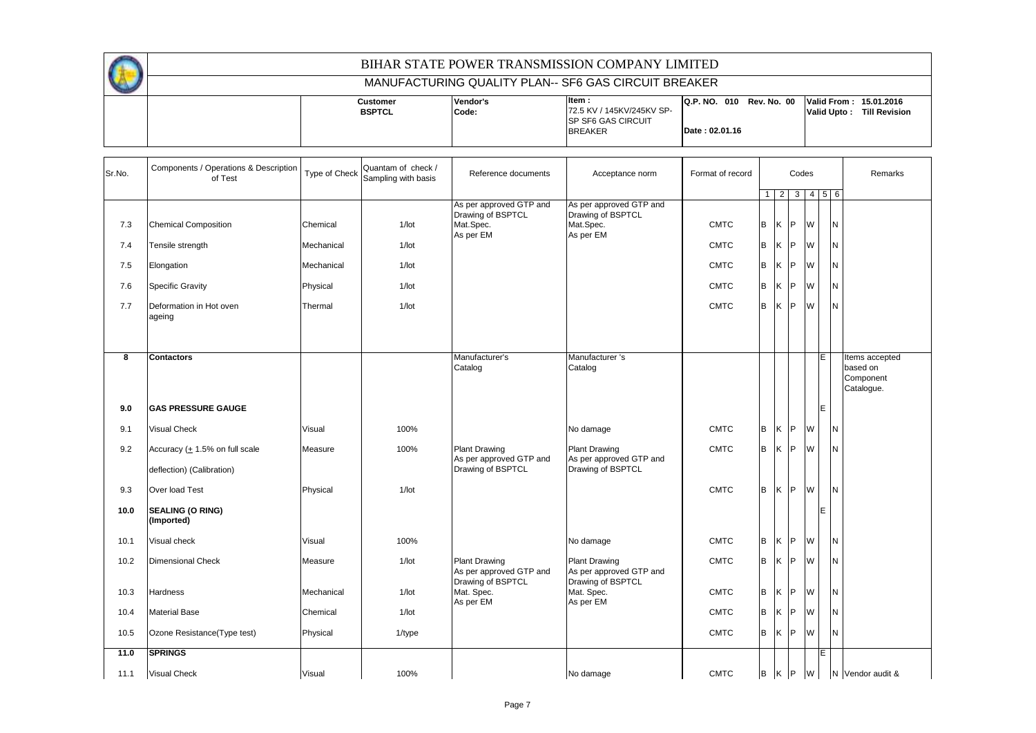# BIHAR STATE POWER TRANSMISSION COMPANY LIMITED

## MANUFACTURING QUALITY PLAN-- SF6 GAS CIRCUIT BREAKER

| | Customer BSPTCL | Vendor's Code: | Item : 72.5 KV / 145KV/245KV SP-SP SF6 GAS CIRCUIT BREAKER | Q.P. NO. 010 Rev. No. 00 Date : 02.01.16 | Valid From : 15.01.2016 Valid Upto : Till Revision |
|---|---|---|---|---|---|

| Sr.No. | Components / Operations & Description of Test | Type of Check | Quantam of check / Sampling with basis | Reference documents | Acceptance norm | Format of record | Codes 1 | 2 | 3 | 4 | 5 | 6 | Remarks |
|---|---|---|---|---|---|---|---|---|---|---|---|---|---|
| 7.3 | Chemical Composition | Chemical | 1/lot | As per approved GTP and Drawing of BSPTCL Mat.Spec. As per EM | As per approved GTP and Drawing of BSPTCL Mat.Spec. As per EM | CMTC | B | K | P | W | | N | |
| 7.4 | Tensile strength | Mechanical | 1/lot | | | CMTC | B | K | P | W | | N | |
| 7.5 | Elongation | Mechanical | 1/lot | | | CMTC | B | K | P | W | | N | |
| 7.6 | Specific Gravity | Physical | 1/lot | | | CMTC | B | K | P | W | | N | |
| 7.7 | Deformation in Hot oven ageing | Thermal | 1/lot | | | CMTC | B | K | P | W | | N | |
| **8** | **Contactors** | | | Manufacturer's Catalog | Manufacturer 's Catalog | | | | | | E | | Items accepted based on Component Catalogue. |
| **9.0** | **GAS PRESSURE GAUGE** | | | | | | | | | | E | | |
| 9.1 | Visual Check | Visual | 100% | | No damage | CMTC | B | K | P | W | | N | |
| 9.2 | Accuracy (± 1.5% on full scale deflection) (Calibration) | Measure | 100% | Plant Drawing As per approved GTP and Drawing of BSPTCL | Plant Drawing As per approved GTP and Drawing of BSPTCL | CMTC | B | K | P | W | | N | |
| 9.3 | Over load Test | Physical | 1/lot | | | CMTC | B | K | P | W | | N | |
| **10.0** | **SEALING (O RING) (Imported)** | | | | | | | | | | E | | |
| 10.1 | Visual check | Visual | 100% | | No damage | CMTC | B | K | P | W | | N | |
| 10.2 | Dimensional Check | Measure | 1/lot | Plant Drawing As per approved GTP and Drawing of BSPTCL | Plant Drawing As per approved GTP and Drawing of BSPTCL | CMTC | B | K | P | W | | N | |
| 10.3 | Hardness | Mechanical | 1/lot | Mat. Spec. As per EM | Mat. Spec. As per EM | CMTC | B | K | P | W | | N | |
| 10.4 | Material Base | Chemical | 1/lot | | | CMTC | B | K | P | W | | N | |
| 10.5 | Ozone Resistance(Type test) | Physical | 1/type | | | CMTC | B | K | P | W | | N | |
| **11.0** | **SPRINGS** | | | | | | | | | | E | | |
| 11.1 | Visual Check | Visual | 100% | | No damage | CMTC | B | K | P | W | | N | Vendor audit & |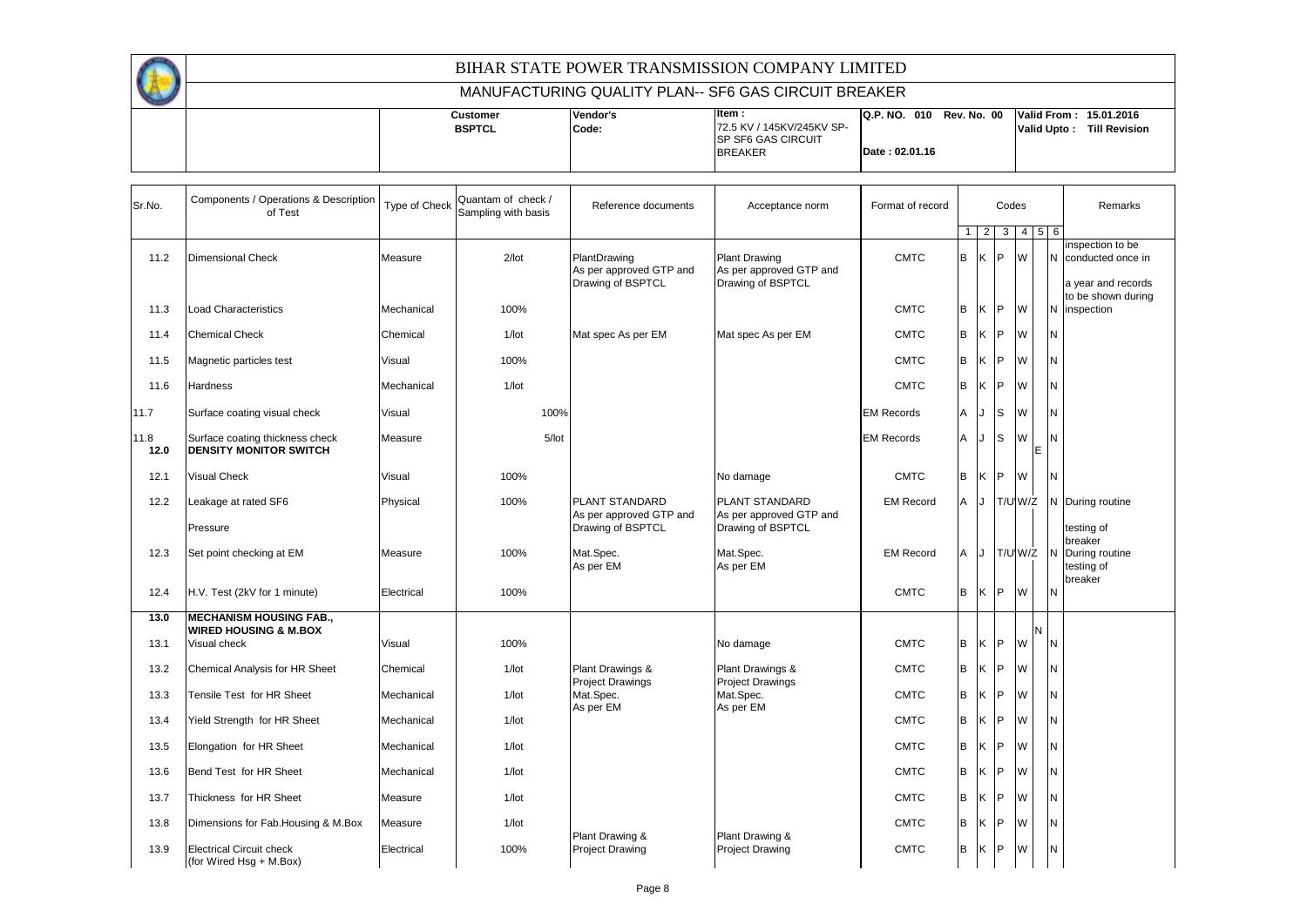# BIHAR STATE POWER TRANSMISSION COMPANY LIMITED

## MANUFACTURING QUALITY PLAN-- SF6 GAS CIRCUIT BREAKER

| Customer | Vendor's Code: | Item : | Q.P. NO. 010 Rev. No. 00 | Valid From : 15.01.2016 |
|---|---|---|---|---|
| BSPTCL | | 72.5 KV / 145KV/245KV SP-SP SF6 GAS CIRCUIT BREAKER | Date : 02.01.16 | Valid Upto : Till Revision |

| Sr.No. | Components / Operations & Description of Test | Type of Check | Quantam of check / Sampling with basis | Reference documents | Acceptance norm | Format of record | Codes | | | | | | Remarks |
|---|---|---|---|---|---|---|---|---|---|---|---|---|---|
| | | | | | | | 1 | 2 | 3 | 4 | 5 | 6 | |
| 11.2 | Dimensional Check | Measure | 2/lot | PlantDrawing As per approved GTP and Drawing of BSPTCL | Plant Drawing As per approved GTP and Drawing of BSPTCL | CMTC | B | K | P | W | | N | inspection to be conducted once in a year and records to be shown during inspection |
| 11.3 | Load Characteristics | Mechanical | 100% | | | CMTC | B | K | P | W | | N | |
| 11.4 | Chemical Check | Chemical | 1/lot | Mat spec As per EM | Mat spec As per EM | CMTC | B | K | P | W | | N | |
| 11.5 | Magnetic particles test | Visual | 100% | | | CMTC | B | K | P | W | | N | |
| 11.6 | Hardness | Mechanical | 1/lot | | | CMTC | B | K | P | W | | N | |
| 11.7 | Surface coating visual check | Visual | 100% | | | EM Records | A | J | S | W | | N | |
| 11.8 | Surface coating thickness check | Measure | 5/lot | | | EM Records | A | J | S | W | | N | |
| **12.0** | **DENSITY MONITOR SWITCH** | | | | | | | | | | E | | |
| 12.1 | Visual Check | Visual | 100% | | No damage | CMTC | B | K | P | W | | N | |
| 12.2 | Leakage at rated SF6 Pressure | Physical | 100% | PLANT STANDARD As per approved GTP and Drawing of BSPTCL | PLANT STANDARD As per approved GTP and Drawing of BSPTCL | EM Record | A | J | T/U | W/Z | | N | During routine testing of breaker |
| 12.3 | Set point checking at EM | Measure | 100% | Mat.Spec. As per EM | Mat.Spec. As per EM | EM Record | A | J | T/U | W/Z | | N | During routine testing of breaker |
| 12.4 | H.V. Test (2kV for 1 minute) | Electrical | 100% | | | CMTC | B | K | P | W | | N | |
| **13.0** | **MECHANISM HOUSING FAB., WIRED HOUSING & M.BOX** | | | | | | | | | | N | | |
| 13.1 | Visual check | Visual | 100% | | No damage | CMTC | B | K | P | W | | N | |
| 13.2 | Chemical Analysis for HR Sheet | Chemical | 1/lot | Plant Drawings & Project Drawings | Plant Drawings & Project Drawings | CMTC | B | K | P | W | | N | |
| 13.3 | Tensile Test for HR Sheet | Mechanical | 1/lot | Mat.Spec. As per EM | Mat.Spec. As per EM | CMTC | B | K | P | W | | N | |
| 13.4 | Yield Strength for HR Sheet | Mechanical | 1/lot | | | CMTC | B | K | P | W | | N | |
| 13.5 | Elongation for HR Sheet | Mechanical | 1/lot | | | CMTC | B | K | P | W | | N | |
| 13.6 | Bend Test for HR Sheet | Mechanical | 1/lot | | | CMTC | B | K | P | W | | N | |
| 13.7 | Thickness for HR Sheet | Measure | 1/lot | | | CMTC | B | K | P | W | | N | |
| 13.8 | Dimensions for Fab.Housing & M.Box | Measure | 1/lot | Plant Drawing & Project Drawing | Plant Drawing & Project Drawing | CMTC | B | K | P | W | | N | |
| 13.9 | Electrical Circuit check (for Wired Hsg + M.Box) | Electrical | 100% | | | CMTC | B | K | P | W | | N | |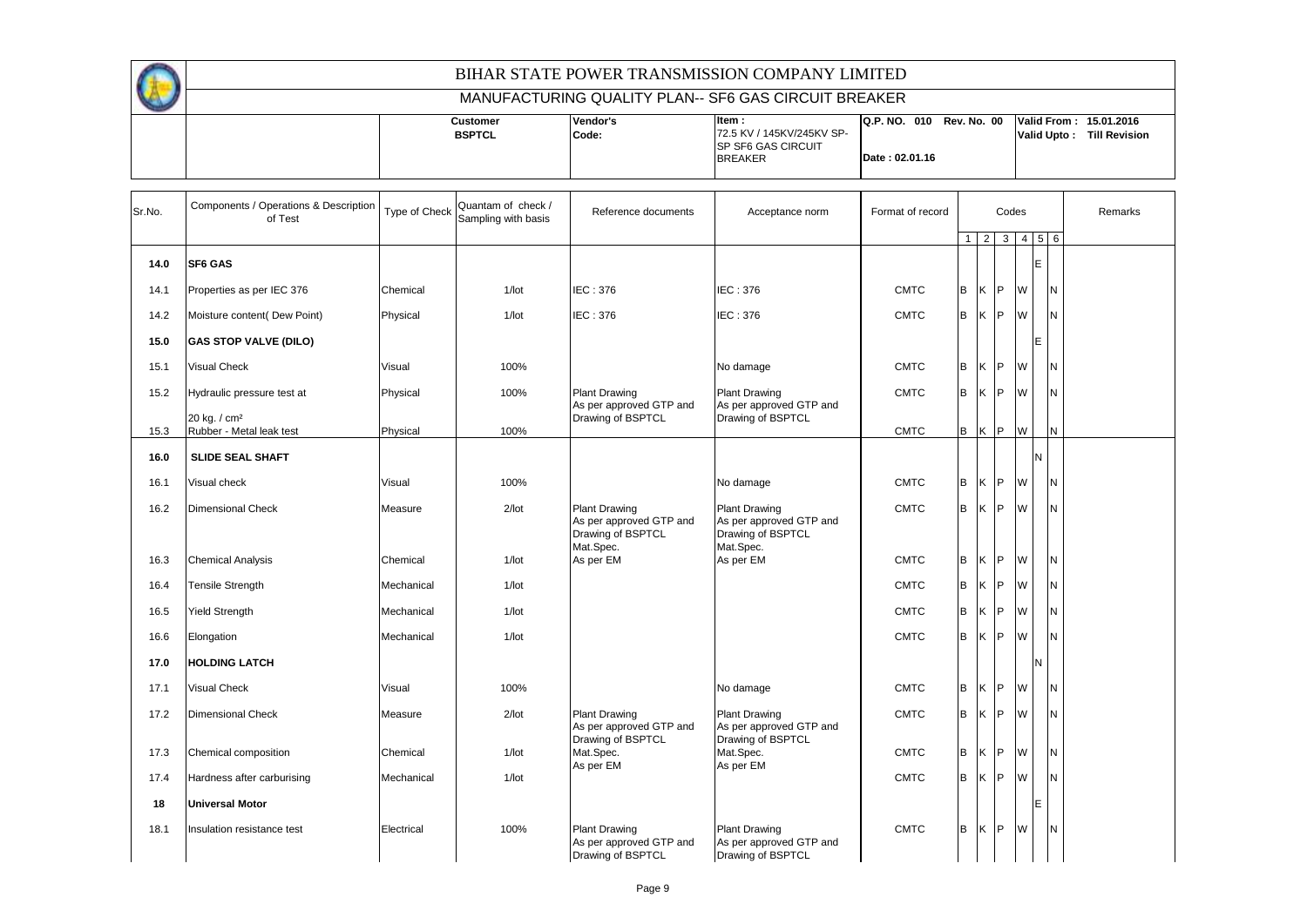# BIHAR STATE POWER TRANSMISSION COMPANY LIMITED

## MANUFACTURING QUALITY PLAN-- SF6 GAS CIRCUIT BREAKER

| | Customer | Vendor's | Item : | Q.P. NO. 010 Rev. No. 00 | Valid From : 15.01.2016 |
|---|---|---|---|---|---|
| | BSPTCL | Code: | 72.5 KV / 145KV/245KV SP-SP SF6 GAS CIRCUIT BREAKER | Date : 02.01.16 | Valid Upto : Till Revision |

| Sr.No. | Components / Operations & Description of Test | Type of Check | Quantam of check / Sampling with basis | Reference documents | Acceptance norm | Format of record | Codes 1 | 2 | 3 | 4 | 5 | 6 | Remarks |
|---|---|---|---|---|---|---|---|---|---|---|---|---|---|
| 14.0 | **SF6 GAS** | | | | | | | | | | E | | |
| 14.1 | Properties as per IEC 376 | Chemical | 1/lot | IEC : 376 | IEC : 376 | CMTC | B | K | P | W | | N | |
| 14.2 | Moisture content( Dew Point) | Physical | 1/lot | IEC : 376 | IEC : 376 | CMTC | B | K | P | W | | N | |
| 15.0 | **GAS STOP VALVE (DILO)** | | | | | | | | | | E | | |
| 15.1 | Visual Check | Visual | 100% | | No damage | CMTC | B | K | P | W | | N | |
| 15.2 | Hydraulic pressure test at 20 kg. / cm² | Physical | 100% | Plant Drawing As per approved GTP and Drawing of BSPTCL | Plant Drawing As per approved GTP and Drawing of BSPTCL | CMTC | B | K | P | W | | N | |
| 15.3 | Rubber - Metal leak test | Physical | 100% | | | CMTC | B | K | P | W | | N | |
| 16.0 | **SLIDE SEAL SHAFT** | | | | | | | | | | N | | |
| 16.1 | Visual check | Visual | 100% | | No damage | CMTC | B | K | P | W | | N | |
| 16.2 | Dimensional Check | Measure | 2/lot | Plant Drawing As per approved GTP and Drawing of BSPTCL | Plant Drawing As per approved GTP and Drawing of BSPTCL | CMTC | B | K | P | W | | N | |
| 16.3 | Chemical Analysis | Chemical | 1/lot | Mat.Spec. As per EM | Mat.Spec. As per EM | CMTC | B | K | P | W | | N | |
| 16.4 | Tensile Strength | Mechanical | 1/lot | | | CMTC | B | K | P | W | | N | |
| 16.5 | Yield Strength | Mechanical | 1/lot | | | CMTC | B | K | P | W | | N | |
| 16.6 | Elongation | Mechanical | 1/lot | | | CMTC | B | K | P | W | | N | |
| 17.0 | **HOLDING LATCH** | | | | | | | | | | N | | |
| 17.1 | Visual Check | Visual | 100% | | No damage | CMTC | B | K | P | W | | N | |
| 17.2 | Dimensional Check | Measure | 2/lot | Plant Drawing As per approved GTP and Drawing of BSPTCL | Plant Drawing As per approved GTP and Drawing of BSPTCL | CMTC | B | K | P | W | | N | |
| 17.3 | Chemical composition | Chemical | 1/lot | Mat.Spec. As per EM | Mat.Spec. As per EM | CMTC | B | K | P | W | | N | |
| 17.4 | Hardness after carburising | Mechanical | 1/lot | | | CMTC | B | K | P | W | | N | |
| 18 | **Universal Motor** | | | | | | | | | | E | | |
| 18.1 | Insulation resistance test | Electrical | 100% | Plant Drawing As per approved GTP and Drawing of BSPTCL | Plant Drawing As per approved GTP and Drawing of BSPTCL | CMTC | B | K | P | W | | N | |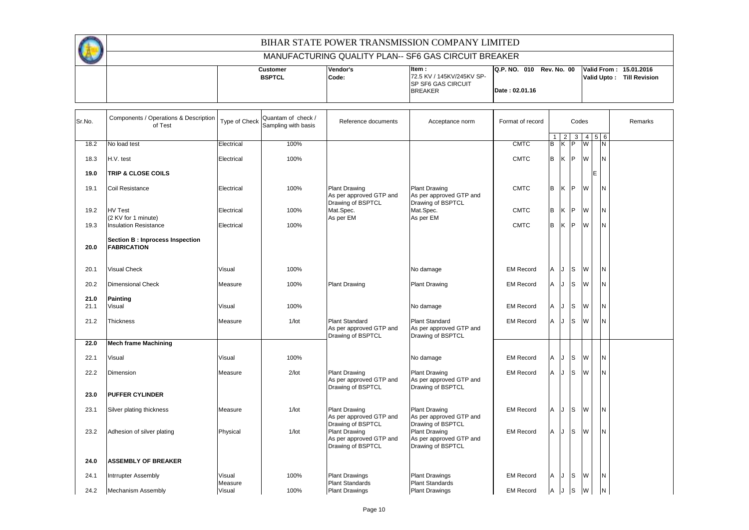# BIHAR STATE POWER TRANSMISSION COMPANY LIMITED

## MANUFACTURING QUALITY PLAN-- SF6 GAS CIRCUIT BREAKER

| | Customer BSPTCL | Vendor's Code: | Item : 72.5 KV / 145KV/245KV SP-SP SF6 GAS CIRCUIT BREAKER | Q.P. NO. 010 Rev. No. 00 Date : 02.01.16 | Valid From : 15.01.2016 Valid Upto : Till Revision |
|---|---|---|---|---|---|

| Sr.No. | Components / Operations & Description of Test | Type of Check | Quantam of check / Sampling with basis | Reference documents | Acceptance norm | Format of record | Codes 1 | 2 | 3 | 4 | 5 | 6 | Remarks |
|---|---|---|---|---|---|---|---|---|---|---|---|---|---|
| 18.2 | No load test | Electrical | 100% | | | CMTC | B | K | P | W | | N | |
| 18.3 | H.V. test | Electrical | 100% | | | CMTC | B | K | P | W | | N | |
| **19.0** | **TRIP & CLOSE COILS** | | | | | | | | | | E | | |
| 19.1 | Coil Resistance | Electrical | 100% | Plant Drawing As per approved GTP and Drawing of BSPTCL | Plant Drawing As per approved GTP and Drawing of BSPTCL | CMTC | B | K | P | W | | N | |
| 19.2 | HV Test (2 KV for 1 minute) | Electrical | 100% | Mat.Spec. As per EM | Mat.Spec. As per EM | CMTC | B | K | P | W | | N | |
| 19.3 | Insulation Resistance | Electrical | 100% | | | CMTC | B | K | P | W | | N | |
| **20.0** | **Section B : Inprocess Inspection FABRICATION** | | | | | | | | | | | | |
| 20.1 | Visual Check | Visual | 100% | | No damage | EM Record | A | J | S | W | | N | |
| 20.2 | Dimensional Check | Measure | 100% | Plant Drawing | Plant Drawing | EM Record | A | J | S | W | | N | |
| **21.0** | **Painting** | | | | | | | | | | | | |
| 21.1 | Visual | Visual | 100% | | No damage | EM Record | A | J | S | W | | N | |
| 21.2 | Thickness | Measure | 1/lot | Plant Standard As per approved GTP and Drawing of BSPTCL | Plant Standard As per approved GTP and Drawing of BSPTCL | EM Record | A | J | S | W | | N | |
| **22.0** | **Mech frame Machining** | | | | | | | | | | | | |
| 22.1 | Visual | Visual | 100% | | No damage | EM Record | A | J | S | W | | N | |
| 22.2 | Dimension | Measure | 2/lot | Plant Drawing As per approved GTP and Drawing of BSPTCL | Plant Drawing As per approved GTP and Drawing of BSPTCL | EM Record | A | J | S | W | | N | |
| **23.0** | **PUFFER CYLINDER** | | | | | | | | | | | | |
| 23.1 | Silver plating thickness | Measure | 1/lot | Plant Drawing As per approved GTP and Drawing of BSPTCL | Plant Drawing As per approved GTP and Drawing of BSPTCL | EM Record | A | J | S | W | | N | |
| 23.2 | Adhesion of silver plating | Physical | 1/lot | Plant Drawing As per approved GTP and Drawing of BSPTCL | Plant Drawing As per approved GTP and Drawing of BSPTCL | EM Record | A | J | S | W | | N | |
| **24.0** | **ASSEMBLY OF BREAKER** | | | | | | | | | | | | |
| 24.1 | Intrrupter Assembly | Visual Measure | 100% | Plant Drawings Plant Standards | Plant Drawings Plant Standards | EM Record | A | J | S | W | | N | |
| 24.2 | Mechanism Assembly | Visual | 100% | Plant Drawings | Plant Drawings | EM Record | A | J | S | W | | N | |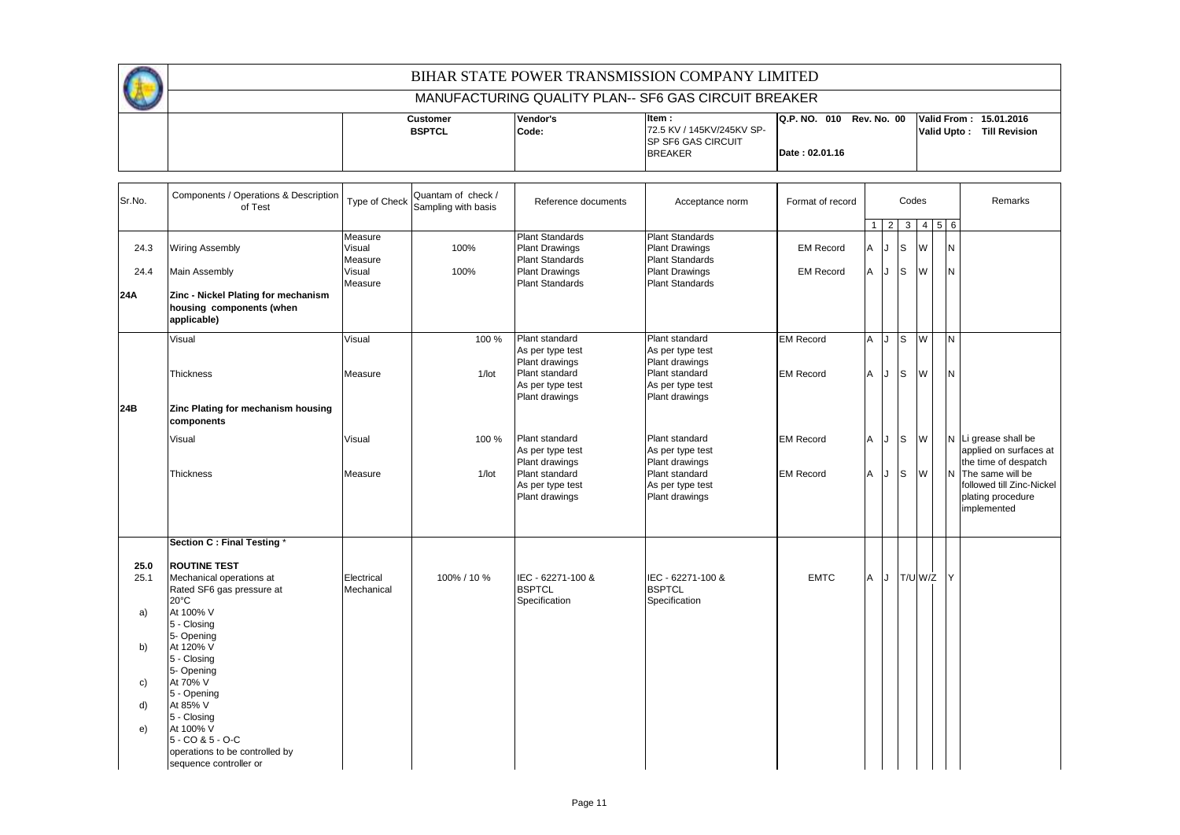# BIHAR STATE POWER TRANSMISSION COMPANY LIMITED

## MANUFACTURING QUALITY PLAN-- SF6 GAS CIRCUIT BREAKER

| | Customer BSPTCL | Vendor's Code: | Item : 72.5 KV / 145KV/245KV SP-SP SF6 GAS CIRCUIT BREAKER | Q.P. NO. 010 Rev. No. 00 Date : 02.01.16 | Valid From : 15.01.2016 Valid Upto : Till Revision |
|---|---|---|---|---|---|

| Sr.No. | Components / Operations & Description of Test | Type of Check | Quantam of check / Sampling with basis | Reference documents | Acceptance norm | Format of record | Codes 1 | 2 | 3 | 4 | 5 | 6 | Remarks |
|---|---|---|---|---|---|---|---|---|---|---|---|---|---|
| 24.3 | Wiring Assembly | Measure Visual Measure | 100% | Plant Standards Plant Drawings Plant Standards | Plant Standards Plant Drawings Plant Standards | EM Record | A | J | S | W | | N | |
| 24.4 | Main Assembly | Visual Measure | 100% | Plant Drawings Plant Standards | Plant Drawings Plant Standards | EM Record | A | J | S | W | | N | |
| **24A** | **Zinc - Nickel Plating for mechanism housing components (when applicable)** | | | | | | | | | | | | |
| | Visual | Visual | 100 % | Plant standard As per type test Plant drawings | Plant standard As per type test Plant drawings | EM Record | A | J | S | W | | N | |
| | Thickness | Measure | 1/lot | Plant standard As per type test Plant drawings | Plant standard As per type test Plant drawings | EM Record | A | J | S | W | | N | |
| **24B** | **Zinc Plating for mechanism housing components** | | | | | | | | | | | | |
| | Visual | Visual | 100 % | Plant standard As per type test Plant drawings | Plant standard As per type test Plant drawings | EM Record | A | J | S | W | | N | Li grease shall be applied on surfaces at the time of despatch |
| | Thickness | Measure | 1/lot | Plant standard As per type test Plant drawings | Plant standard As per type test Plant drawings | EM Record | A | J | S | W | | N | The same will be followed till Zinc-Nickel plating procedure implemented |
| | **Section C : Final Testing \*** | | | | | | | | | | | | |
| **25.0** | **ROUTINE TEST** | | | | | | | | | | | | |
| 25.1 | Mechanical operations at Rated SF6 gas pressure at 20°C | Electrical Mechanical | 100% / 10 % | IEC - 62271-100 & BSPTCL Specification | IEC - 62271-100 & BSPTCL Specification | EMTC | A | J | T/U | W/Z | | Y | |
| a) | At 100% V 5 - Closing 5- Opening | | | | | | | | | | | | |
| b) | At 120% V 5 - Closing 5- Opening | | | | | | | | | | | | |
| c) | At 70% V 5 - Opening | | | | | | | | | | | | |
| d) | At 85% V 5 - Closing | | | | | | | | | | | | |
| e) | At 100% V 5 - CO & 5 - O-C operations to be controlled by sequence controller or | | | | | | | | | | | | |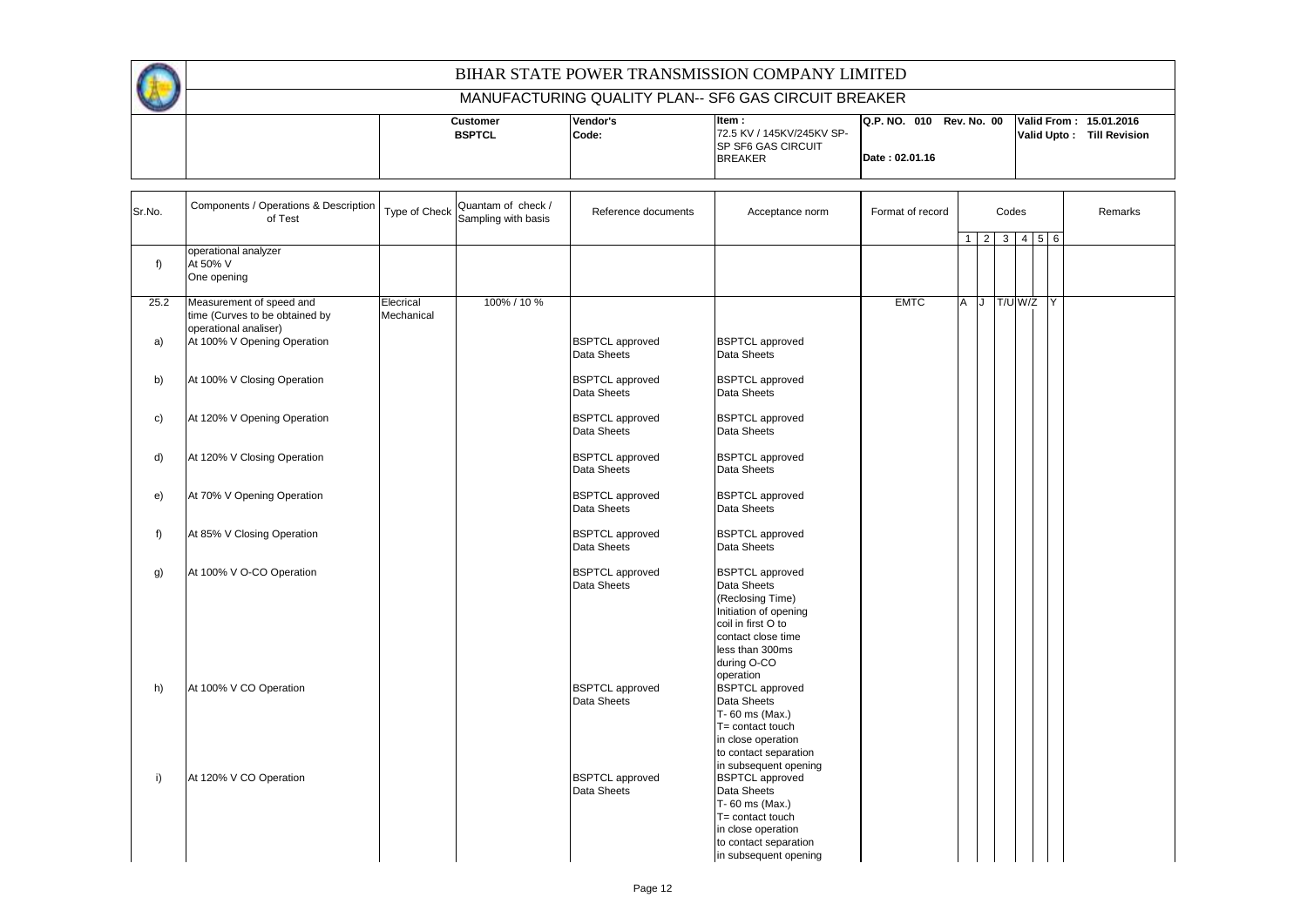# BIHAR STATE POWER TRANSMISSION COMPANY LIMITED

## MANUFACTURING QUALITY PLAN-- SF6 GAS CIRCUIT BREAKER

| | Customer | Vendor's | Item : | Q.P. NO. 010 Rev. No. 00 | Valid From : 15.01.2016 |
|---|---|---|---|---|---|
| | **BSPTCL** | **Code:** | 72.5 KV / 145KV/245KV SP-SP SF6 GAS CIRCUIT BREAKER | **Date : 02.01.16** | **Valid Upto : Till Revision** |

| Sr.No. | Components / Operations & Description of Test | Type of Check | Quantam of check / Sampling with basis | Reference documents | Acceptance norm | Format of record | Codes 1 | 2 | 3 | 4 | 5 | 6 | Remarks |
|---|---|---|---|---|---|---|---|---|---|---|---|---|---|
| f) | operational analyzer At 50% V One opening | | | | | | | | | | | | |
| 25.2 | Measurement of speed and time (Curves to be obtained by operational analiser) | Electrical Mechanical | 100% / 10 % | | | EMTC | A | J | T/U | W/Z | | Y | |
| a) | At 100% V Opening Operation | | | BSPTCL approved Data Sheets | BSPTCL approved Data Sheets | | | | | | | | |
| b) | At 100% V Closing Operation | | | BSPTCL approved Data Sheets | BSPTCL approved Data Sheets | | | | | | | | |
| c) | At 120% V Opening Operation | | | BSPTCL approved Data Sheets | BSPTCL approved Data Sheets | | | | | | | | |
| d) | At 120% V Closing Operation | | | BSPTCL approved Data Sheets | BSPTCL approved Data Sheets | | | | | | | | |
| e) | At 70% V Opening Operation | | | BSPTCL approved Data Sheets | BSPTCL approved Data Sheets | | | | | | | | |
| f) | At 85% V Closing Operation | | | BSPTCL approved Data Sheets | BSPTCL approved Data Sheets | | | | | | | | |
| g) | At 100% V O-CO Operation | | | BSPTCL approved Data Sheets | BSPTCL approved Data Sheets (Reclosing Time) Initiation of opening coil in first O to contact close time less than 300ms during O-CO operation | | | | | | | | |
| h) | At 100% V CO Operation | | | BSPTCL approved Data Sheets | BSPTCL approved Data Sheets T- 60 ms (Max.) T= contact touch in close operation to contact separation in subsequent opening | | | | | | | | |
| i) | At 120% V CO Operation | | | BSPTCL approved Data Sheets | BSPTCL approved Data Sheets T- 60 ms (Max.) T= contact touch in close operation to contact separation in subsequent opening | | | | | | | | |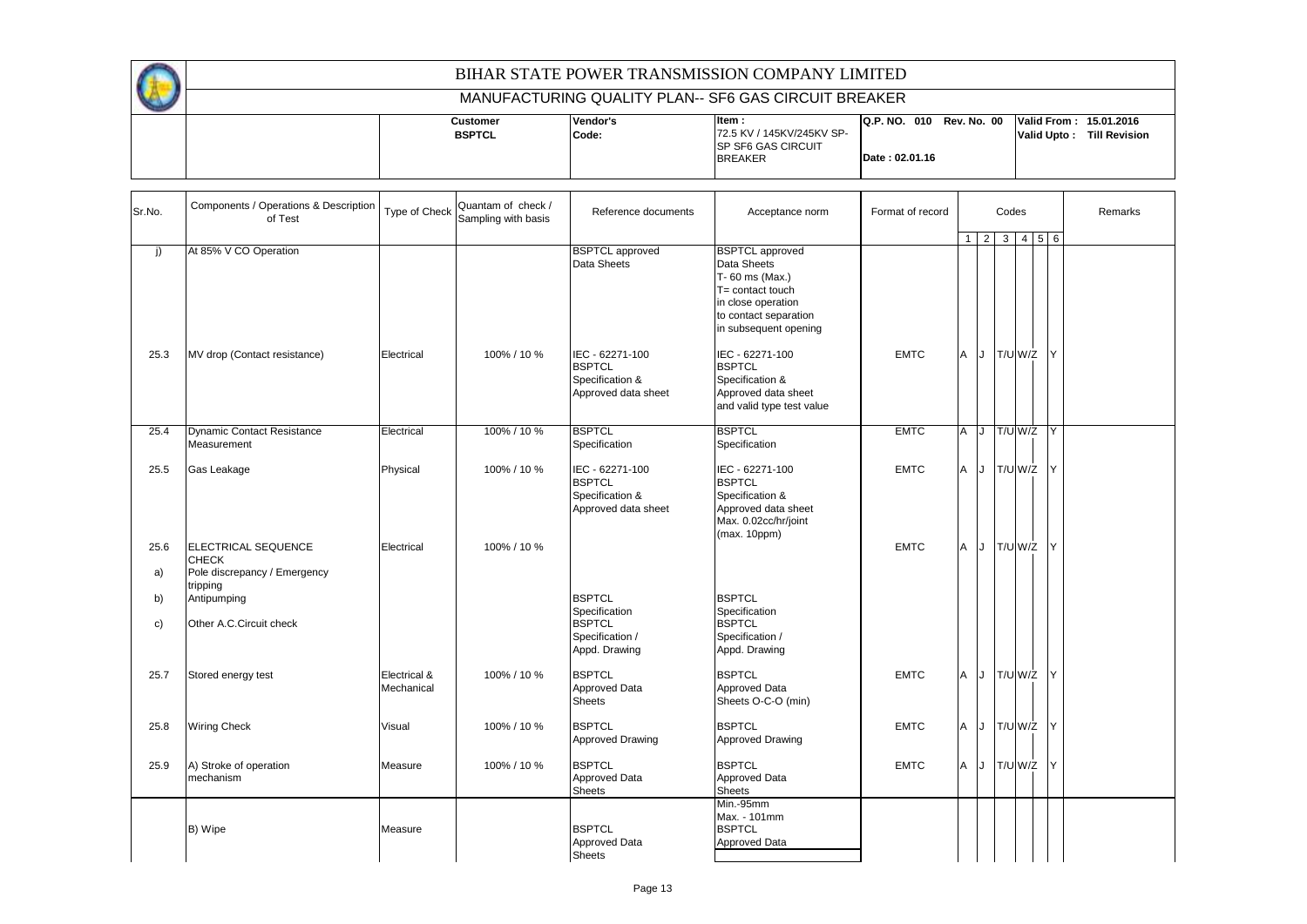# BIHAR STATE POWER TRANSMISSION COMPANY LIMITED

## MANUFACTURING QUALITY PLAN-- SF6 GAS CIRCUIT BREAKER

| | Customer | Vendor's | Item : | Q.P. NO. 010 Rev. No. 00 | Valid From : 15.01.2016 |
|---|---|---|---|---|---|
| | BSPTCL | Code: | 72.5 KV / 145KV/245KV SP-SP SF6 GAS CIRCUIT BREAKER | Date : 02.01.16 | Valid Upto : Till Revision |

| Sr.No. | Components / Operations & Description of Test | Type of Check | Quantam of check / Sampling with basis | Reference documents | Acceptance norm | Format of record | Codes 1 | 2 | 3 | 4 | 5 | 6 | Remarks |
|---|---|---|---|---|---|---|---|---|---|---|---|---|---|
| j) | At 85% V CO Operation | | | BSPTCL approved Data Sheets | BSPTCL approved Data Sheets T- 60 ms (Max.) T= contact touch in close operation to contact separation in subsequent opening | | | | | | | | |
| 25.3 | MV drop (Contact resistance) | Electrical | 100% / 10 % | IEC - 62271-100 BSPTCL Specification & Approved data sheet | IEC - 62271-100 BSPTCL Specification & Approved data sheet and valid type test value | EMTC | A | J | T/U | W/Z | | Y | |
| 25.4 | Dynamic Contact Resistance Measurement | Electrical | 100% / 10 % | BSPTCL Specification | BSPTCL Specification | EMTC | A | J | T/U | W/Z | | Y | |
| 25.5 | Gas Leakage | Physical | 100% / 10 % | IEC - 62271-100 BSPTCL Specification & Approved data sheet | IEC - 62271-100 BSPTCL Specification & Approved data sheet Max. 0.02cc/hr/joint (max. 10ppm) | EMTC | A | J | T/U | W/Z | | Y | |
| 25.6 | ELECTRICAL SEQUENCE CHECK | Electrical | 100% / 10 % | | | EMTC | A | J | T/U | W/Z | | Y | |
| a) | Pole discrepancy / Emergency tripping | | | | | | | | | | | | |
| b) | Antipumping | | | BSPTCL Specification | BSPTCL Specification | | | | | | | | |
| c) | Other A.C.Circuit check | | | BSPTCL Specification / Appd. Drawing | BSPTCL Specification / Appd. Drawing | | | | | | | | |
| 25.7 | Stored energy test | Electrical & Mechanical | 100% / 10 % | BSPTCL Approved Data Sheets | BSPTCL Approved Data Sheets O-C-O (min) | EMTC | A | J | T/U | W/Z | | Y | |
| 25.8 | Wiring Check | Visual | 100% / 10 % | BSPTCL Approved Drawing | BSPTCL Approved Drawing | EMTC | A | J | T/U | W/Z | | Y | |
| 25.9 | A) Stroke of operation mechanism | Measure | 100% / 10 % | BSPTCL Approved Data Sheets | BSPTCL Approved Data Sheets Min.-95mm Max. - 101mm | EMTC | A | J | T/U | W/Z | | Y | |
| | B) Wipe | Measure | | BSPTCL Approved Data Sheets | BSPTCL Approved Data | | | | | | | | |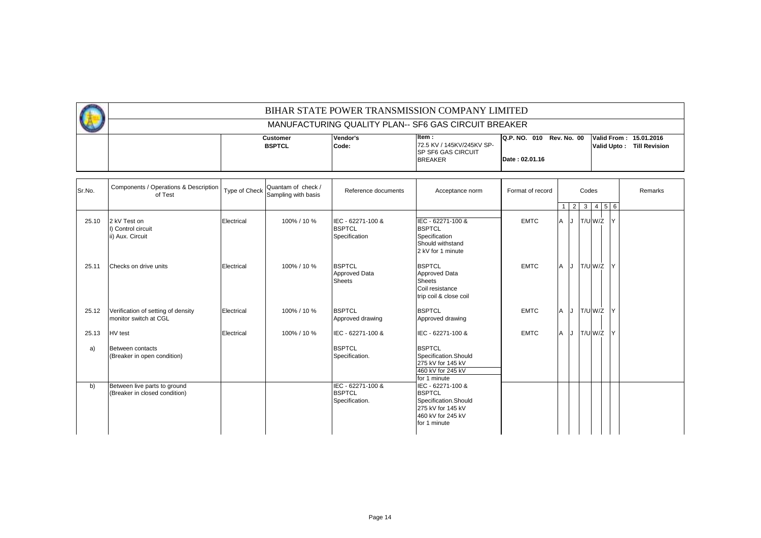# BIHAR STATE POWER TRANSMISSION COMPANY LIMITED

## MANUFACTURING QUALITY PLAN-- SF6 GAS CIRCUIT BREAKER

| | Customer | Vendor's Code: | Item : | Q.P. NO. 010 Rev. No. 00 | Valid From : 15.01.2016 |
|---|---|---|---|---|---|
| | **BSPTCL** | | 72.5 KV / 145KV/245KV SP-SP SF6 GAS CIRCUIT BREAKER | Date : 02.01.16 | Valid Upto : Till Revision |

| Sr.No. | Components / Operations & Description of Test | Type of Check | Quantam of check / Sampling with basis | Reference documents | Acceptance norm | Format of record | Codes 1 | 2 | 3 | 4 | 5 | 6 | Remarks |
|---|---|---|---|---|---|---|---|---|---|---|---|---|---|
| 25.10 | 2 kV Test on<br>I) Control circuit<br>ii) Aux. Circuit | Electrical | 100% / 10 % | IEC - 62271-100 & BSPTCL Specification | IEC - 62271-100 & BSPTCL Specification Should withstand 2 kV for 1 minute | EMTC | A | J | T/U | W/Z | | Y | |
| 25.11 | Checks on drive units | Electrical | 100% / 10 % | BSPTCL Approved Data Sheets | BSPTCL Approved Data Sheets Coil resistance trip coil & close coil | EMTC | A | J | T/U | W/Z | | Y | |
| 25.12 | Verification of setting of density monitor switch at CGL | Electrical | 100% / 10 % | BSPTCL Approved drawing | BSPTCL Approved drawing | EMTC | A | J | T/U | W/Z | | Y | |
| 25.13 | HV test | Electrical | 100% / 10 % | IEC - 62271-100 & | IEC - 62271-100 & | EMTC | A | J | T/U | W/Z | | Y | |
| a) | Between contacts (Breaker in open condition) | | | BSPTCL Specification. | BSPTCL Specification.Should 275 kV for 145 kV 460 kV for 245 kV for 1 minute | | | | | | | | |
| b) | Between live parts to ground (Breaker in closed condition) | | | IEC - 62271-100 & BSPTCL Specification. | IEC - 62271-100 & BSPTCL Specification.Should 275 kV for 145 kV 460 kV for 245 kV for 1 minute | | | | | | | | |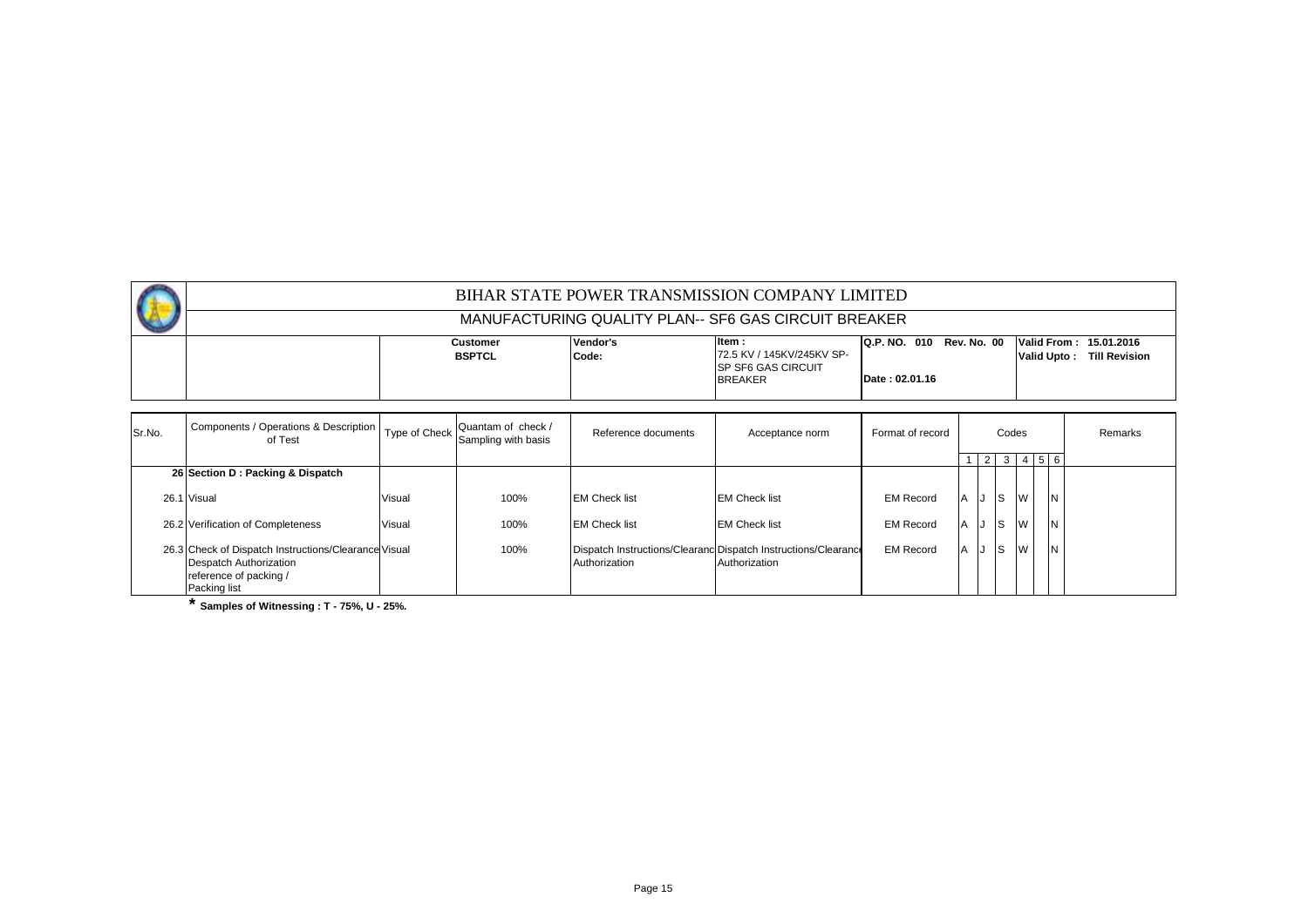# BIHAR STATE POWER TRANSMISSION COMPANY LIMITED

## MANUFACTURING QUALITY PLAN-- SF6 GAS CIRCUIT BREAKER

| Customer | Vendor's Code: | Item : | Q.P. NO. 010 Rev. No. 00 | Valid From : 15.01.2016 |
|---|---|---|---|---|
| BSPTCL | | 72.5 KV / 145KV/245KV SP-SP SF6 GAS CIRCUIT BREAKER | Date : 02.01.16 | Valid Upto : Till Revision |

| Sr.No. | Components / Operations & Description of Test | Type of Check | Quantam of check / Sampling with basis | Reference documents | Acceptance norm | Format of record | Codes | | | | | | Remarks |
|---|---|---|---|---|---|---|---|---|---|---|---|---|---|
| | | | | | | | 1 | 2 | 3 | 4 | 5 | 6 | |
| 26 | **Section D : Packing & Dispatch** | | | | | | | | | | | | |
| 26.1 | Visual | Visual | 100% | EM Check list | EM Check list | EM Record | A | J | S | W | | N | |
| 26.2 | Verification of Completeness | Visual | 100% | EM Check list | EM Check list | EM Record | A | J | S | W | | N | |
| 26.3 | Check of Dispatch Instructions/Clearance Despatch Authorization reference of packing / Packing list | Visual | 100% | Dispatch Instructions/Clearance Authorization | Dispatch Instructions/Clearance Authorization | EM Record | A | J | S | W | | N | |

**\* Samples of Witnessing : T - 75%, U - 25%.**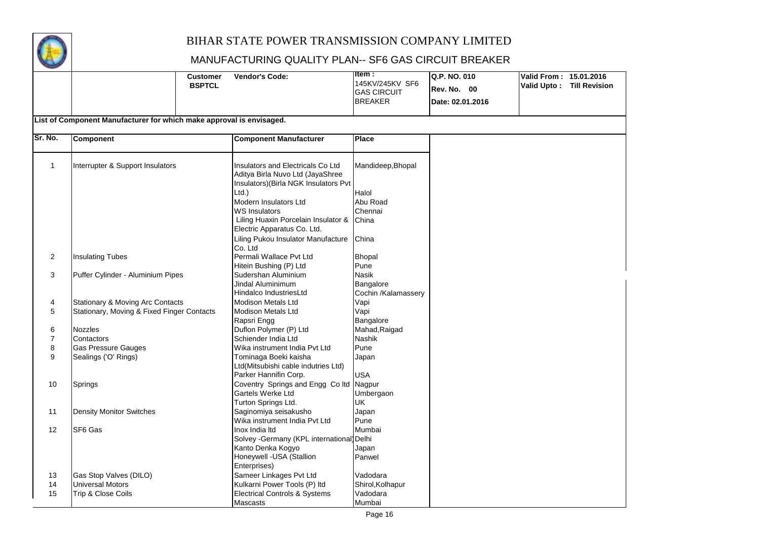# BIHAR STATE POWER TRANSMISSION COMPANY LIMITED

## MANUFACTURING QUALITY PLAN-- SF6 GAS CIRCUIT BREAKER

| | | | |
|---|---|---|---|
| **Customer BSPTCL** | **Vendor's Code:** | **Item :** 145KV/245KV SF6 GAS CIRCUIT BREAKER | **Q.P. NO. 010** **Rev. No. 00** **Date: 02.01.2016** | 
| | | | **Valid From : 15.01.2016** **Valid Upto : Till Revision** |

**List of Component Manufacturer for which make approval is envisaged.**

| Sr. No. | Component | Component Manufacturer | Place |
|---|---|---|---|
| 1 | Interrupter & Support Insulators | Insulators and Electricals Co Ltd | Mandideep,Bhopal |
| | | Aditya Birla Nuvo Ltd (JayaShree Insulators)(Birla NGK Insulators Pvt Ltd.) | Halol |
| | | Modern Insulators Ltd | Abu Road |
| | | WS Insulators | Chennai |
| | | Liling Huaxin Porcelain Insulator & Electric Apparatus Co. Ltd. | China |
| | | Liling Pukou Insulator Manufacture Co. Ltd | China |
| 2 | Insulating Tubes | Permali Wallace Pvt Ltd | Bhopal |
| | | Hitein Bushing (P) Ltd | Pune |
| 3 | Puffer Cylinder - Aluminium Pipes | Sudershan Aluminium | Nasik |
| | | Jindal Aluminimum | Bangalore |
| | | Hindalco IndustriesLtd | Cochin /Kalamassery |
| 4 | Stationary & Moving Arc Contacts | Modison Metals Ltd | Vapi |
| 5 | Stationary, Moving & Fixed Finger Contacts | Modison Metals Ltd | Vapi |
| | | Rapsri Engg | Bangalore |
| 6 | Nozzles | Duflon Polymer (P) Ltd | Mahad,Raigad |
| 7 | Contactors | Schiender India Ltd | Nashik |
| 8 | Gas Pressure Gauges | Wika instrument India Pvt Ltd | Pune |
| 9 | Sealings ('O' Rings) | Tominaga Boeki kaisha Ltd(Mitsubishi cable indutries Ltd) | Japan |
| | | Parker Hannifin Corp. | USA |
| 10 | Springs | Coventry Springs and Engg Co ltd | Nagpur |
| | | Gartels Werke Ltd | Umbergaon |
| | | Turton Springs Ltd. | UK |
| 11 | Density Monitor Switches | Saginomiya seisakusho | Japan |
| | | Wika instrument India Pvt Ltd | Pune |
| 12 | SF6 Gas | Inox India ltd | Mumbai |
| | | Solvey -Germany (KPL international) | Delhi |
| | | Kanto Denka Kogyo | Japan |
| | | Honeywell -USA (Stallion Enterprises) | Panwel |
| 13 | Gas Stop Valves (DILO) | Sameer Linkages Pvt Ltd | Vadodara |
| 14 | Universal Motors | Kulkarni Power Tools (P) ltd | Shirol,Kolhapur |
| 15 | Trip & Close Coils | Electrical Controls & Systems | Vadodara |
| | | Mascasts | Mumbai |